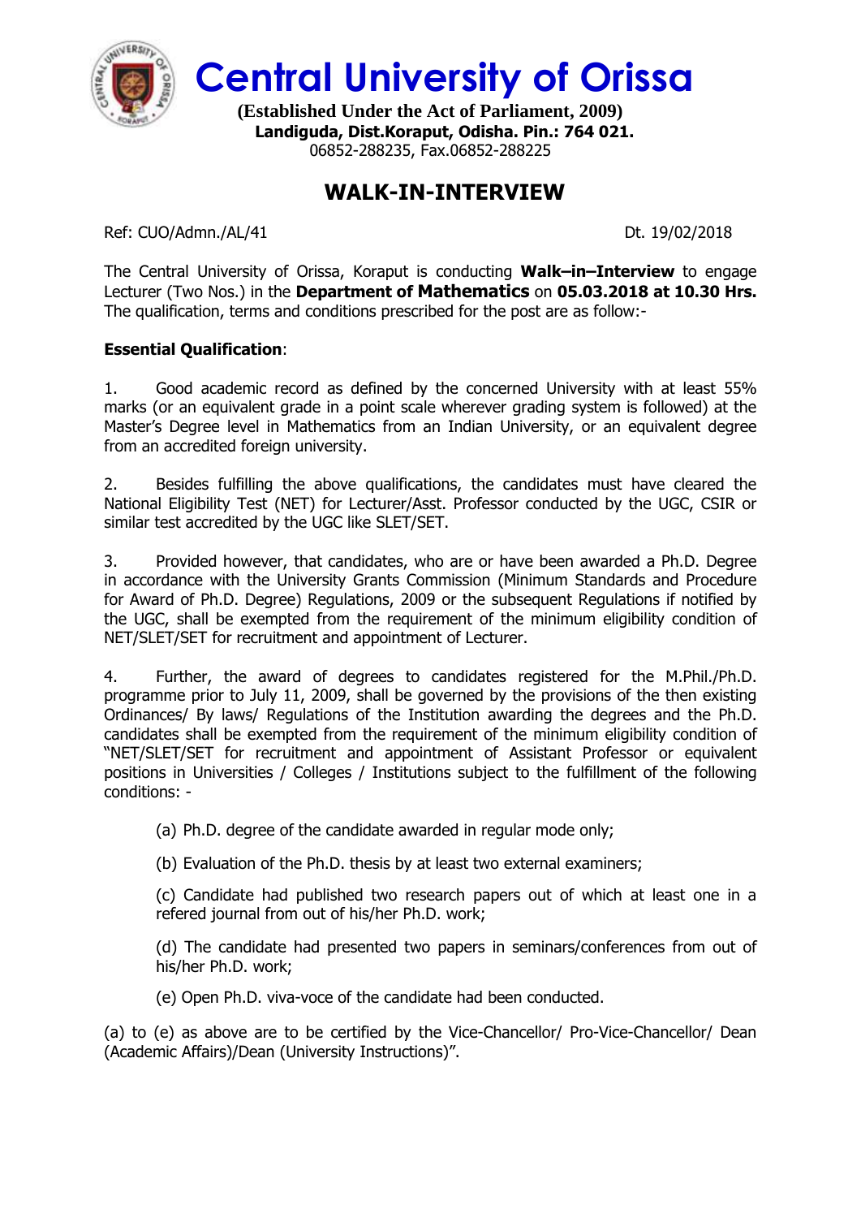# Central University of Orissa

**(Established Under the Act of Parliament, 2009)**
**Landiguda, Dist.Koraput, Odisha. Pin.: 764 021.**
06852-288235, Fax.06852-288225

## WALK-IN-INTERVIEW

Ref: CUO/Admn./AL/41 Dt. 19/02/2018

The Central University of Orissa, Koraput is conducting **Walk–in–Interview** to engage Lecturer (Two Nos.) in the **Department of Mathematics** on **05.03.2018 at 10.30 Hrs.** The qualification, terms and conditions prescribed for the post are as follow:-

**Essential Qualification**:

1. Good academic record as defined by the concerned University with at least 55% marks (or an equivalent grade in a point scale wherever grading system is followed) at the Master's Degree level in Mathematics from an Indian University, or an equivalent degree from an accredited foreign university.

2. Besides fulfilling the above qualifications, the candidates must have cleared the National Eligibility Test (NET) for Lecturer/Asst. Professor conducted by the UGC, CSIR or similar test accredited by the UGC like SLET/SET.

3. Provided however, that candidates, who are or have been awarded a Ph.D. Degree in accordance with the University Grants Commission (Minimum Standards and Procedure for Award of Ph.D. Degree) Regulations, 2009 or the subsequent Regulations if notified by the UGC, shall be exempted from the requirement of the minimum eligibility condition of NET/SLET/SET for recruitment and appointment of Lecturer.

4. Further, the award of degrees to candidates registered for the M.Phil./Ph.D. programme prior to July 11, 2009, shall be governed by the provisions of the then existing Ordinances/ By laws/ Regulations of the Institution awarding the degrees and the Ph.D. candidates shall be exempted from the requirement of the minimum eligibility condition of "NET/SLET/SET for recruitment and appointment of Assistant Professor or equivalent positions in Universities / Colleges / Institutions subject to the fulfillment of the following conditions: -

   (a) Ph.D. degree of the candidate awarded in regular mode only;

   (b) Evaluation of the Ph.D. thesis by at least two external examiners;

   (c) Candidate had published two research papers out of which at least one in a refered journal from out of his/her Ph.D. work;

   (d) The candidate had presented two papers in seminars/conferences from out of his/her Ph.D. work;

   (e) Open Ph.D. viva-voce of the candidate had been conducted.

(a) to (e) as above are to be certified by the Vice-Chancellor/ Pro-Vice-Chancellor/ Dean (Academic Affairs)/Dean (University Instructions)".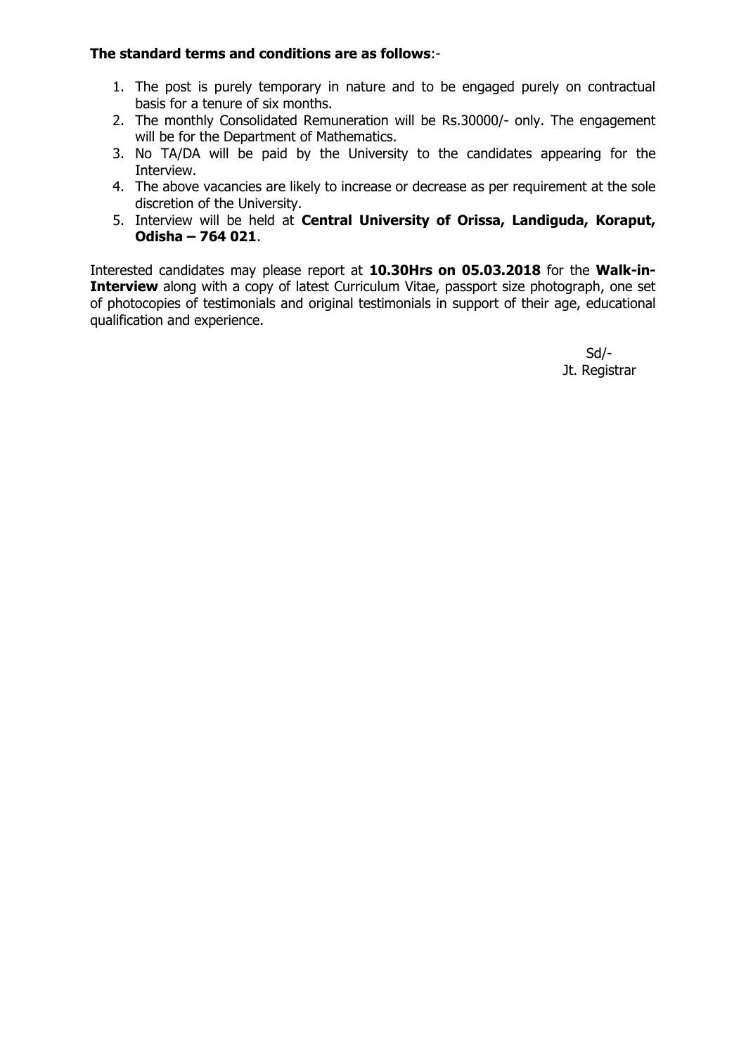**The standard terms and conditions are as follows**:-

1. The post is purely temporary in nature and to be engaged purely on contractual basis for a tenure of six months.
2. The monthly Consolidated Remuneration will be Rs.30000/- only. The engagement will be for the Department of Mathematics.
3. No TA/DA will be paid by the University to the candidates appearing for the Interview.
4. The above vacancies are likely to increase or decrease as per requirement at the sole discretion of the University.
5. Interview will be held at **Central University of Orissa, Landiguda, Koraput, Odisha – 764 021**.

Interested candidates may please report at **10.30Hrs on 05.03.2018** for the **Walk-in-Interview** along with a copy of latest Curriculum Vitae, passport size photograph, one set of photocopies of testimonials and original testimonials in support of their age, educational qualification and experience.

Sd/-
Jt. Registrar